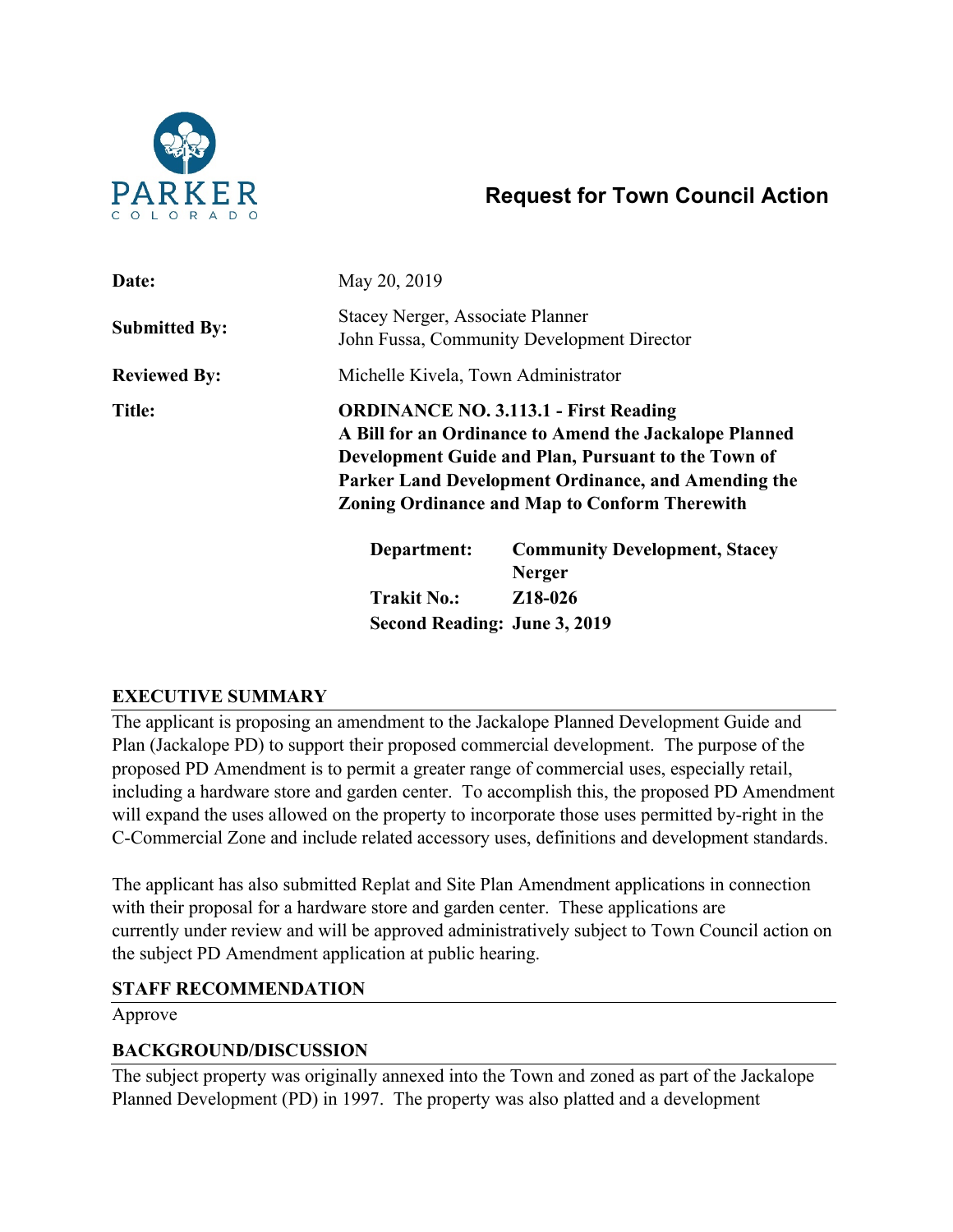PARKER
COLORADO

# Request for Town Council Action

| | |
|---|---|
| **Date:** | May 20, 2019 |
| **Submitted By:** | Stacey Nerger, Associate Planner<br>John Fussa, Community Development Director |
| **Reviewed By:** | Michelle Kivela, Town Administrator |
| **Title:** | **ORDINANCE NO. 3.113.1 - First Reading**<br>**A Bill for an Ordinance to Amend the Jackalope Planned Development Guide and Plan, Pursuant to the Town of Parker Land Development Ordinance, and Amending the Zoning Ordinance and Map to Conform Therewith** |

| | |
|---|---|
| **Department:** | **Community Development, Stacey Nerger** |
| **Trakit No.:** | **Z18-026** |
| **Second Reading:** | **June 3, 2019** |

## EXECUTIVE SUMMARY

The applicant is proposing an amendment to the Jackalope Planned Development Guide and Plan (Jackalope PD) to support their proposed commercial development. The purpose of the proposed PD Amendment is to permit a greater range of commercial uses, especially retail, including a hardware store and garden center. To accomplish this, the proposed PD Amendment will expand the uses allowed on the property to incorporate those uses permitted by-right in the C-Commercial Zone and include related accessory uses, definitions and development standards.

The applicant has also submitted Replat and Site Plan Amendment applications in connection with their proposal for a hardware store and garden center. These applications are currently under review and will be approved administratively subject to Town Council action on the subject PD Amendment application at public hearing.

## STAFF RECOMMENDATION

Approve

## BACKGROUND/DISCUSSION

The subject property was originally annexed into the Town and zoned as part of the Jackalope Planned Development (PD) in 1997. The property was also platted and a development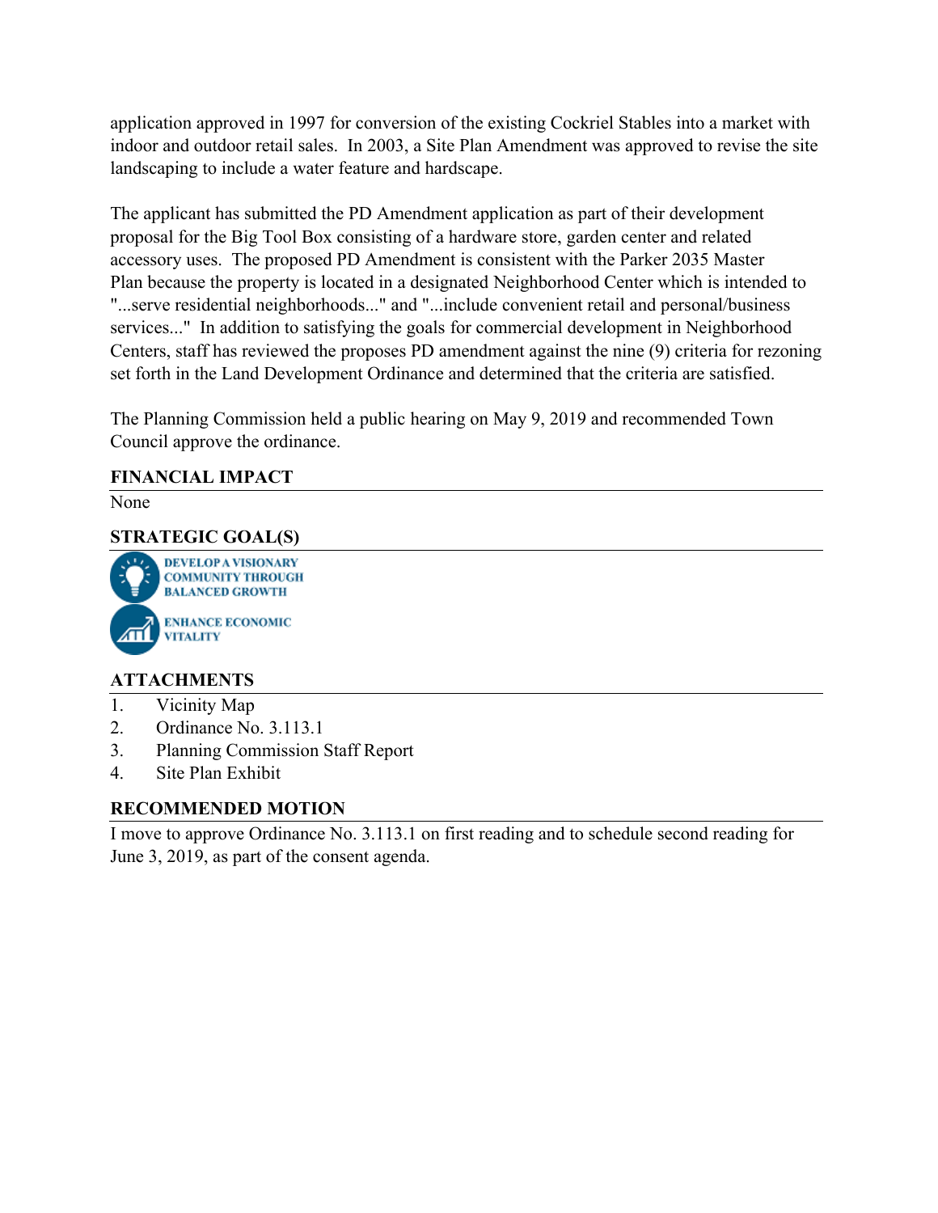application approved in 1997 for conversion of the existing Cockriel Stables into a market with indoor and outdoor retail sales. In 2003, a Site Plan Amendment was approved to revise the site landscaping to include a water feature and hardscape.

The applicant has submitted the PD Amendment application as part of their development proposal for the Big Tool Box consisting of a hardware store, garden center and related accessory uses. The proposed PD Amendment is consistent with the Parker 2035 Master Plan because the property is located in a designated Neighborhood Center which is intended to "...serve residential neighborhoods..." and "...include convenient retail and personal/business services..." In addition to satisfying the goals for commercial development in Neighborhood Centers, staff has reviewed the proposes PD amendment against the nine (9) criteria for rezoning set forth in the Land Development Ordinance and determined that the criteria are satisfied.

The Planning Commission held a public hearing on May 9, 2019 and recommended Town Council approve the ordinance.

## FINANCIAL IMPACT

None

## STRATEGIC GOAL(S)

DEVELOP A VISIONARY COMMUNITY THROUGH BALANCED GROWTH

ENHANCE ECONOMIC VITALITY

## ATTACHMENTS

1. Vicinity Map
2. Ordinance No. 3.113.1
3. Planning Commission Staff Report
4. Site Plan Exhibit

## RECOMMENDED MOTION

I move to approve Ordinance No. 3.113.1 on first reading and to schedule second reading for June 3, 2019, as part of the consent agenda.